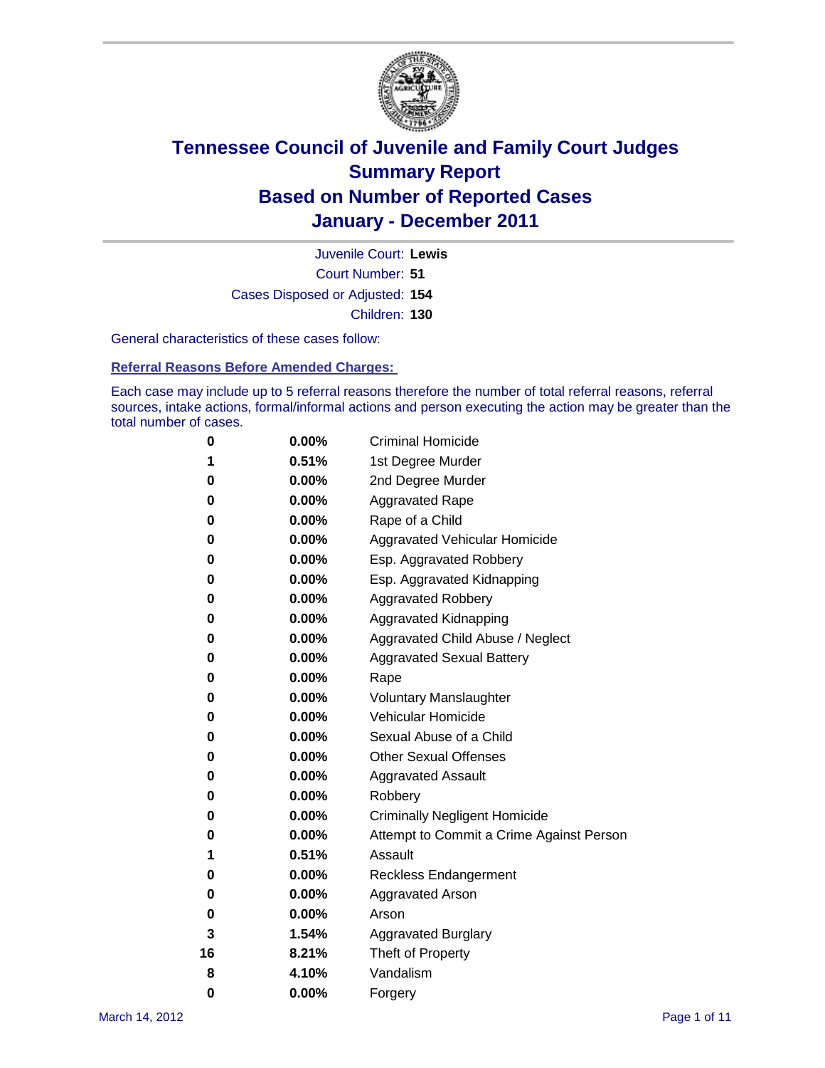# Tennessee Council of Juvenile and Family Court Judges
## Summary Report
## Based on Number of Reported Cases
## January - December 2011

Juvenile Court: **Lewis**

Court Number: **51**

Cases Disposed or Adjusted: **154**

Children: **130**

General characteristics of these cases follow:

### Referral Reasons Before Amended Charges:

Each case may include up to 5 referral reasons therefore the number of total referral reasons, referral sources, intake actions, formal/informal actions and person executing the action may be greater than the total number of cases.

| Count | Percent | Referral Reason |
|---|---|---|
| 0 | 0.00% | Criminal Homicide |
| 1 | 0.51% | 1st Degree Murder |
| 0 | 0.00% | 2nd Degree Murder |
| 0 | 0.00% | Aggravated Rape |
| 0 | 0.00% | Rape of a Child |
| 0 | 0.00% | Aggravated Vehicular Homicide |
| 0 | 0.00% | Esp. Aggravated Robbery |
| 0 | 0.00% | Esp. Aggravated Kidnapping |
| 0 | 0.00% | Aggravated Robbery |
| 0 | 0.00% | Aggravated Kidnapping |
| 0 | 0.00% | Aggravated Child Abuse / Neglect |
| 0 | 0.00% | Aggravated Sexual Battery |
| 0 | 0.00% | Rape |
| 0 | 0.00% | Voluntary Manslaughter |
| 0 | 0.00% | Vehicular Homicide |
| 0 | 0.00% | Sexual Abuse of a Child |
| 0 | 0.00% | Other Sexual Offenses |
| 0 | 0.00% | Aggravated Assault |
| 0 | 0.00% | Robbery |
| 0 | 0.00% | Criminally Negligent Homicide |
| 0 | 0.00% | Attempt to Commit a Crime Against Person |
| 1 | 0.51% | Assault |
| 0 | 0.00% | Reckless Endangerment |
| 0 | 0.00% | Aggravated Arson |
| 0 | 0.00% | Arson |
| 3 | 1.54% | Aggravated Burglary |
| 16 | 8.21% | Theft of Property |
| 8 | 4.10% | Vandalism |
| 0 | 0.00% | Forgery |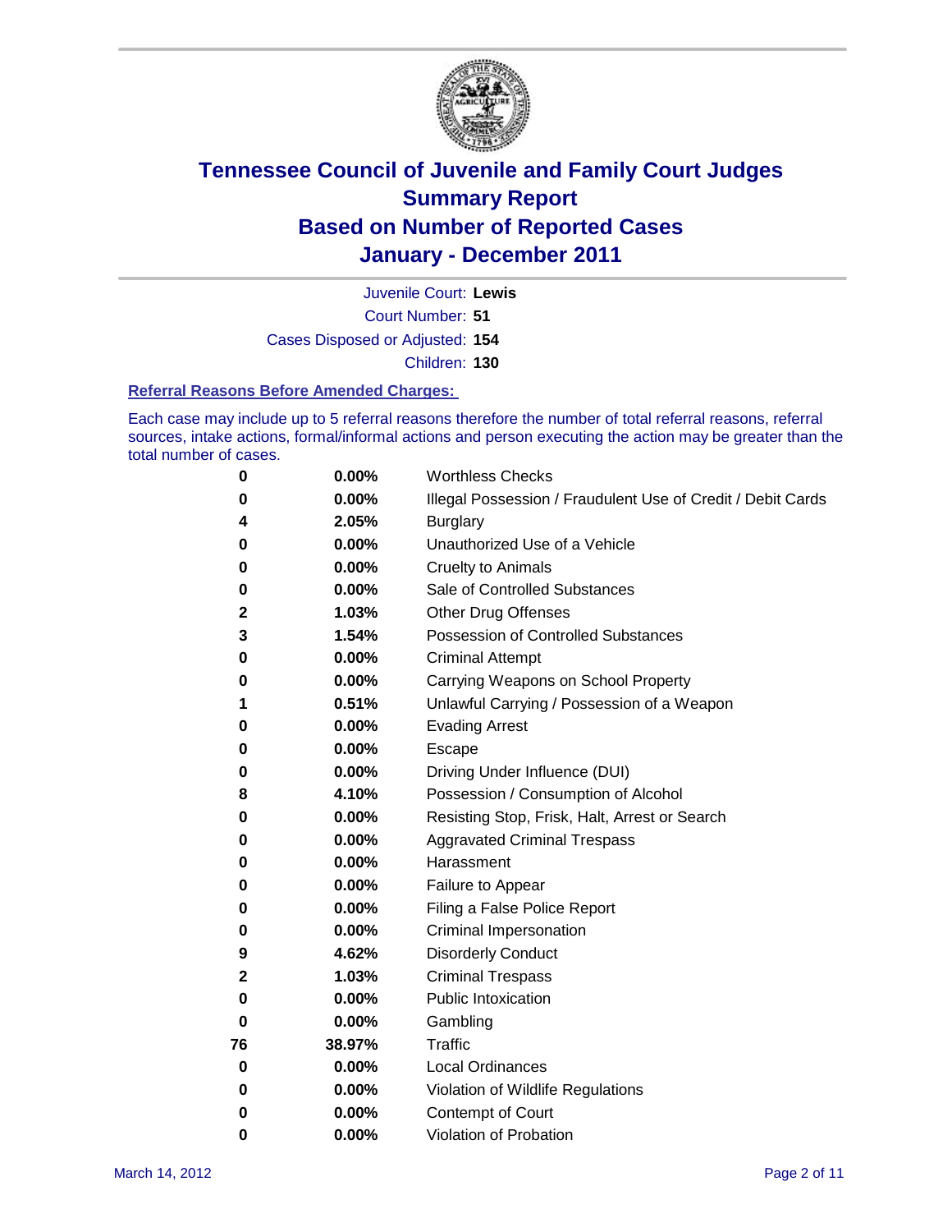# Tennessee Council of Juvenile and Family Court Judges
## Summary Report
## Based on Number of Reported Cases
## January - December 2011

Juvenile Court: **Lewis**
Court Number: **51**
Cases Disposed or Adjusted: **154**
Children: **130**

### Referral Reasons Before Amended Charges:

Each case may include up to 5 referral reasons therefore the number of total referral reasons, referral sources, intake actions, formal/informal actions and person executing the action may be greater than the total number of cases.

| | | |
|---|---|---|
| 0 | 0.00% | Worthless Checks |
| 0 | 0.00% | Illegal Possession / Fraudulent Use of Credit / Debit Cards |
| 4 | 2.05% | Burglary |
| 0 | 0.00% | Unauthorized Use of a Vehicle |
| 0 | 0.00% | Cruelty to Animals |
| 0 | 0.00% | Sale of Controlled Substances |
| 2 | 1.03% | Other Drug Offenses |
| 3 | 1.54% | Possession of Controlled Substances |
| 0 | 0.00% | Criminal Attempt |
| 0 | 0.00% | Carrying Weapons on School Property |
| 1 | 0.51% | Unlawful Carrying / Possession of a Weapon |
| 0 | 0.00% | Evading Arrest |
| 0 | 0.00% | Escape |
| 0 | 0.00% | Driving Under Influence (DUI) |
| 8 | 4.10% | Possession / Consumption of Alcohol |
| 0 | 0.00% | Resisting Stop, Frisk, Halt, Arrest or Search |
| 0 | 0.00% | Aggravated Criminal Trespass |
| 0 | 0.00% | Harassment |
| 0 | 0.00% | Failure to Appear |
| 0 | 0.00% | Filing a False Police Report |
| 0 | 0.00% | Criminal Impersonation |
| 9 | 4.62% | Disorderly Conduct |
| 2 | 1.03% | Criminal Trespass |
| 0 | 0.00% | Public Intoxication |
| 0 | 0.00% | Gambling |
| 76 | 38.97% | Traffic |
| 0 | 0.00% | Local Ordinances |
| 0 | 0.00% | Violation of Wildlife Regulations |
| 0 | 0.00% | Contempt of Court |
| 0 | 0.00% | Violation of Probation |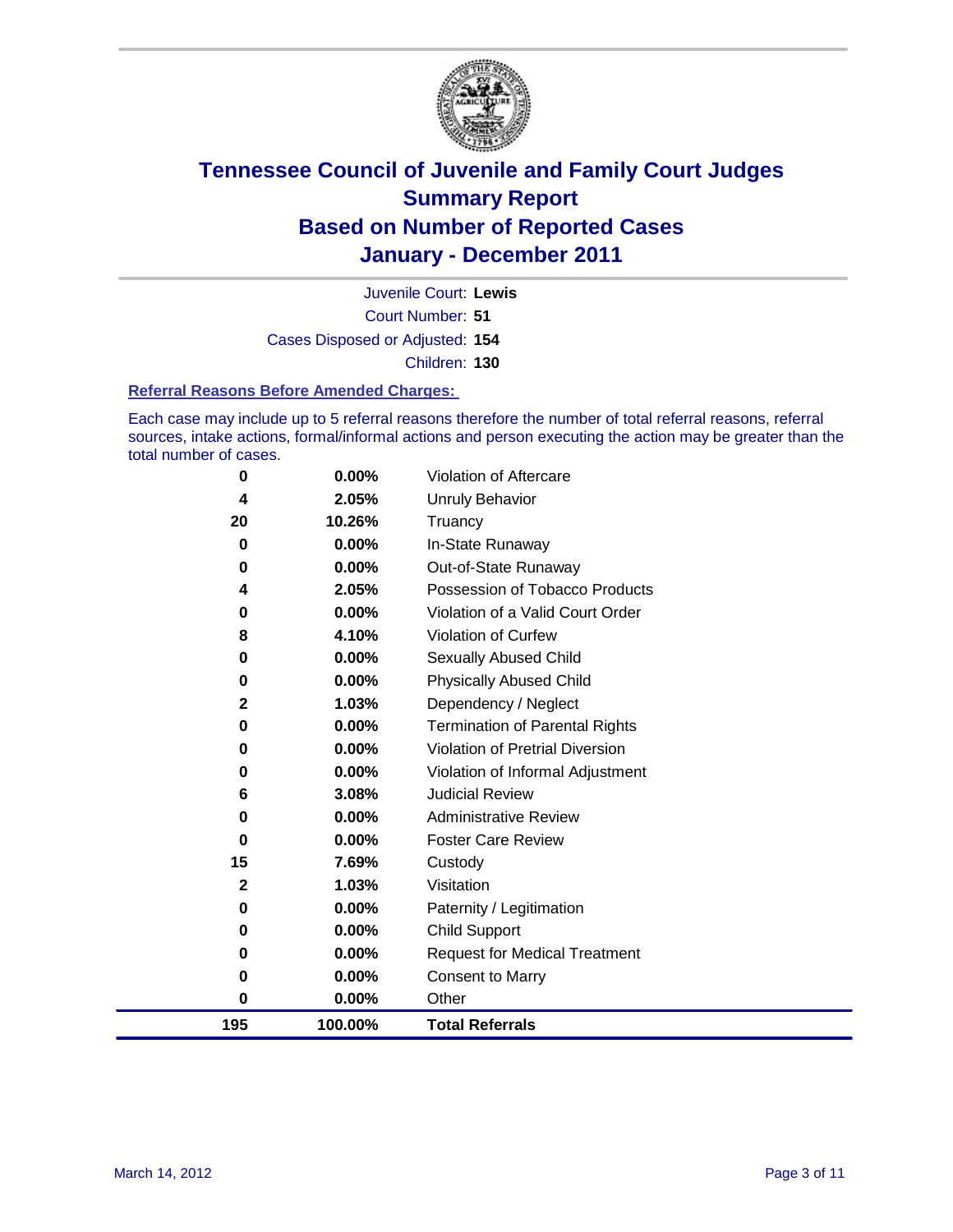# Tennessee Council of Juvenile and Family Court Judges
## Summary Report
## Based on Number of Reported Cases
## January - December 2011

Juvenile Court: **Lewis**

Court Number: **51**

Cases Disposed or Adjusted: **154**

Children: **130**

### Referral Reasons Before Amended Charges:

Each case may include up to 5 referral reasons therefore the number of total referral reasons, referral sources, intake actions, formal/informal actions and person executing the action may be greater than the total number of cases.

| Count | Percent | Referral Reason |
|---|---|---|
| 0 | 0.00% | Violation of Aftercare |
| 4 | 2.05% | Unruly Behavior |
| 20 | 10.26% | Truancy |
| 0 | 0.00% | In-State Runaway |
| 0 | 0.00% | Out-of-State Runaway |
| 4 | 2.05% | Possession of Tobacco Products |
| 0 | 0.00% | Violation of a Valid Court Order |
| 8 | 4.10% | Violation of Curfew |
| 0 | 0.00% | Sexually Abused Child |
| 0 | 0.00% | Physically Abused Child |
| 2 | 1.03% | Dependency / Neglect |
| 0 | 0.00% | Termination of Parental Rights |
| 0 | 0.00% | Violation of Pretrial Diversion |
| 0 | 0.00% | Violation of Informal Adjustment |
| 6 | 3.08% | Judicial Review |
| 0 | 0.00% | Administrative Review |
| 0 | 0.00% | Foster Care Review |
| 15 | 7.69% | Custody |
| 2 | 1.03% | Visitation |
| 0 | 0.00% | Paternity / Legitimation |
| 0 | 0.00% | Child Support |
| 0 | 0.00% | Request for Medical Treatment |
| 0 | 0.00% | Consent to Marry |
| 0 | 0.00% | Other |
| **195** | **100.00%** | **Total Referrals** |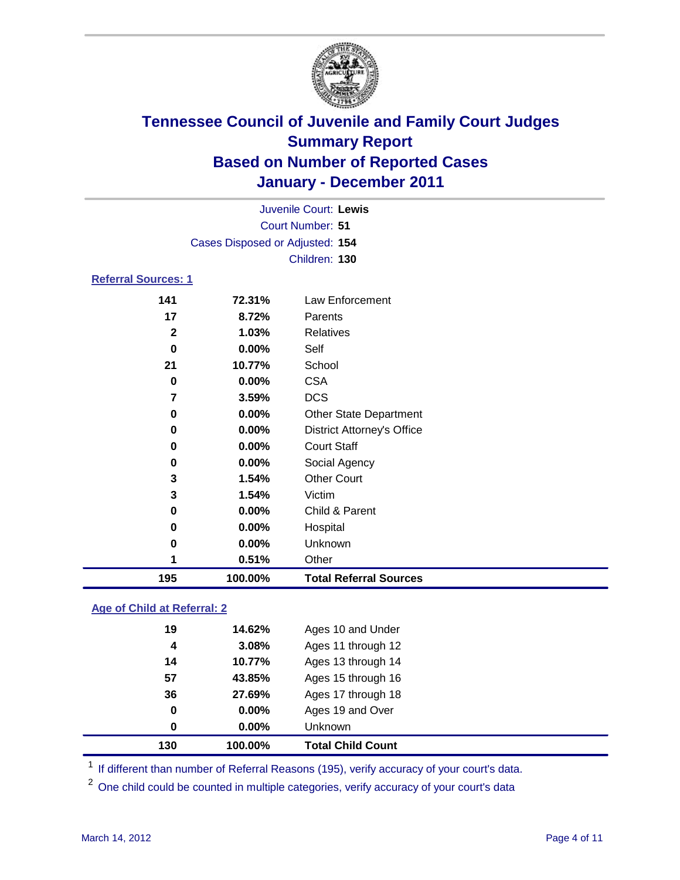# Tennessee Council of Juvenile and Family Court Judges
## Summary Report
## Based on Number of Reported Cases
## January - December 2011

Juvenile Court: **Lewis**
Court Number: **51**
Cases Disposed or Adjusted: **154**
Children: **130**

### Referral Sources: 1

| | | |
|---|---|---|
| 141 | 72.31% | Law Enforcement |
| 17 | 8.72% | Parents |
| 2 | 1.03% | Relatives |
| 0 | 0.00% | Self |
| 21 | 10.77% | School |
| 0 | 0.00% | CSA |
| 7 | 3.59% | DCS |
| 0 | 0.00% | Other State Department |
| 0 | 0.00% | District Attorney's Office |
| 0 | 0.00% | Court Staff |
| 0 | 0.00% | Social Agency |
| 3 | 1.54% | Other Court |
| 3 | 1.54% | Victim |
| 0 | 0.00% | Child & Parent |
| 0 | 0.00% | Hospital |
| 0 | 0.00% | Unknown |
| 1 | 0.51% | Other |
| **195** | **100.00%** | **Total Referral Sources** |

### Age of Child at Referral: 2

| | | |
|---|---|---|
| 19 | 14.62% | Ages 10 and Under |
| 4 | 3.08% | Ages 11 through 12 |
| 14 | 10.77% | Ages 13 through 14 |
| 57 | 43.85% | Ages 15 through 16 |
| 36 | 27.69% | Ages 17 through 18 |
| 0 | 0.00% | Ages 19 and Over |
| 0 | 0.00% | Unknown |
| **130** | **100.00%** | **Total Child Count** |

[1] If different than number of Referral Reasons (195), verify accuracy of your court's data.

[2] One child could be counted in multiple categories, verify accuracy of your court's data

March 14, 2012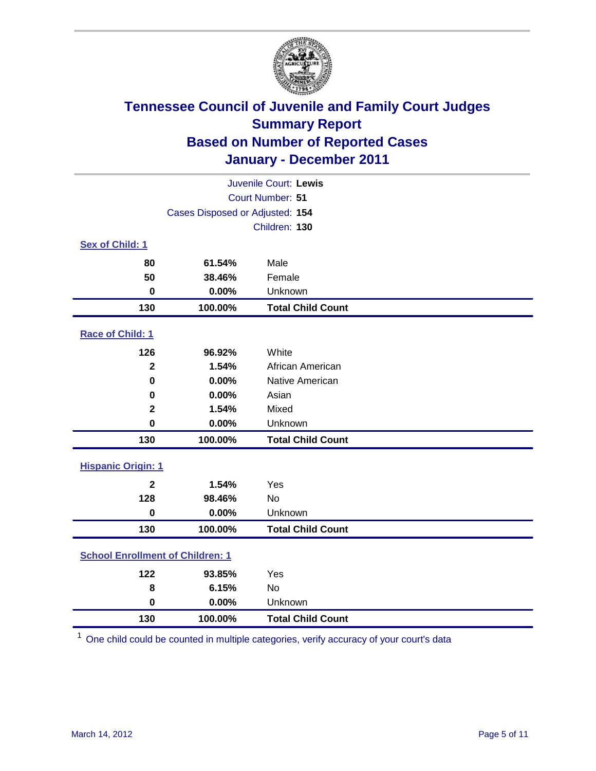# Tennessee Council of Juvenile and Family Court Judges
## Summary Report
## Based on Number of Reported Cases
## January - December 2011

Juvenile Court: **Lewis**
Court Number: **51**
Cases Disposed or Adjusted: **154**
Children: **130**

### Sex of Child: 1

| Count | Percent | Category |
|---|---|---|
| 80 | 61.54% | Male |
| 50 | 38.46% | Female |
| 0 | 0.00% | Unknown |
| **130** | **100.00%** | **Total Child Count** |

### Race of Child: 1

| Count | Percent | Category |
|---|---|---|
| 126 | 96.92% | White |
| 2 | 1.54% | African American |
| 0 | 0.00% | Native American |
| 0 | 0.00% | Asian |
| 2 | 1.54% | Mixed |
| 0 | 0.00% | Unknown |
| **130** | **100.00%** | **Total Child Count** |

### Hispanic Origin: 1

| Count | Percent | Category |
|---|---|---|
| 2 | 1.54% | Yes |
| 128 | 98.46% | No |
| 0 | 0.00% | Unknown |
| **130** | **100.00%** | **Total Child Count** |

### School Enrollment of Children: 1

| Count | Percent | Category |
|---|---|---|
| 122 | 93.85% | Yes |
| 8 | 6.15% | No |
| 0 | 0.00% | Unknown |
| **130** | **100.00%** | **Total Child Count** |

[1] One child could be counted in multiple categories, verify accuracy of your court's data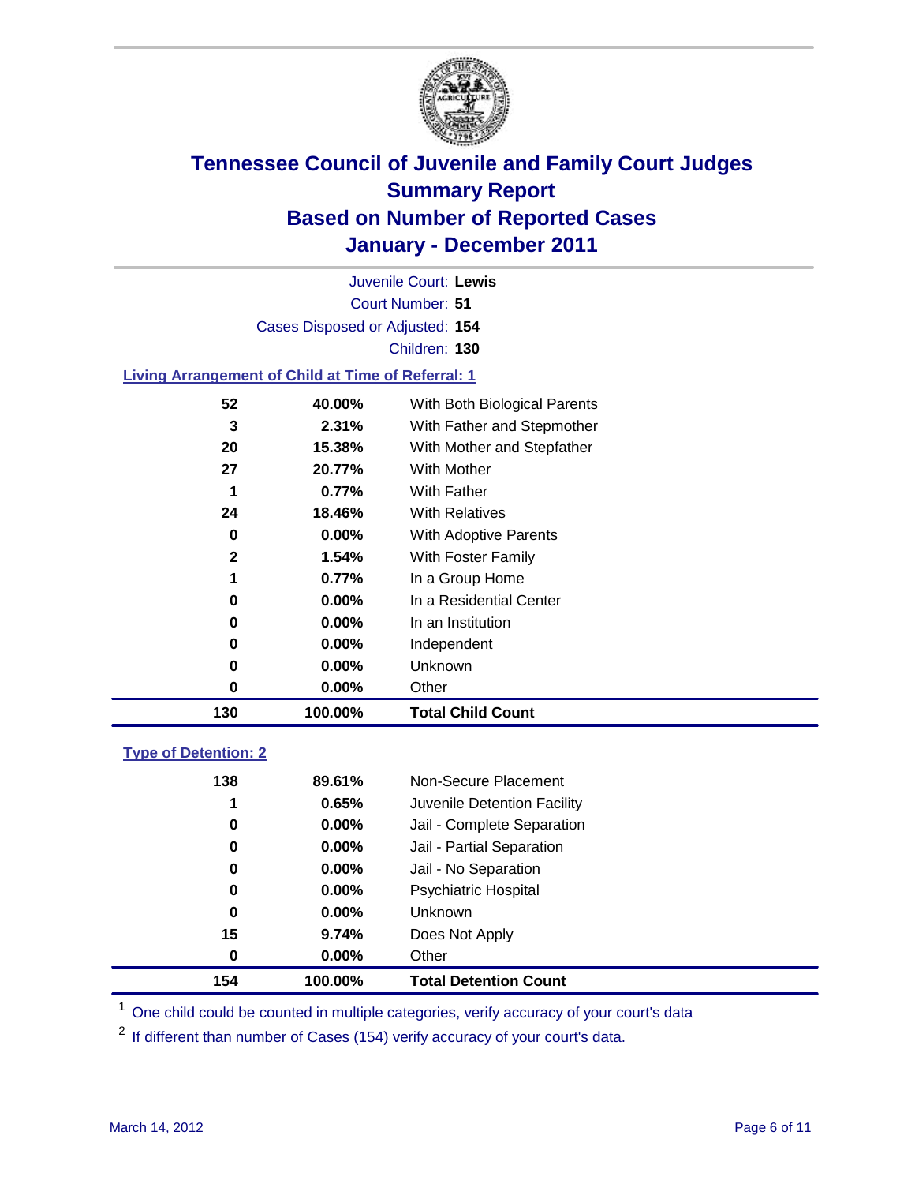# Tennessee Council of Juvenile and Family Court Judges
## Summary Report
## Based on Number of Reported Cases
## January - December 2011

Juvenile Court: **Lewis**

Court Number: **51**

Cases Disposed or Adjusted: **154**

Children: **130**

### Living Arrangement of Child at Time of Referral: 1

| | | |
|---|---|---|
| 52 | 40.00% | With Both Biological Parents |
| 3 | 2.31% | With Father and Stepmother |
| 20 | 15.38% | With Mother and Stepfather |
| 27 | 20.77% | With Mother |
| 1 | 0.77% | With Father |
| 24 | 18.46% | With Relatives |
| 0 | 0.00% | With Adoptive Parents |
| 2 | 1.54% | With Foster Family |
| 1 | 0.77% | In a Group Home |
| 0 | 0.00% | In a Residential Center |
| 0 | 0.00% | In an Institution |
| 0 | 0.00% | Independent |
| 0 | 0.00% | Unknown |
| 0 | 0.00% | Other |
| **130** | **100.00%** | **Total Child Count** |

### Type of Detention: 2

| | | |
|---|---|---|
| 138 | 89.61% | Non-Secure Placement |
| 1 | 0.65% | Juvenile Detention Facility |
| 0 | 0.00% | Jail - Complete Separation |
| 0 | 0.00% | Jail - Partial Separation |
| 0 | 0.00% | Jail - No Separation |
| 0 | 0.00% | Psychiatric Hospital |
| 0 | 0.00% | Unknown |
| 15 | 9.74% | Does Not Apply |
| 0 | 0.00% | Other |
| **154** | **100.00%** | **Total Detention Count** |

[1] One child could be counted in multiple categories, verify accuracy of your court's data

[2] If different than number of Cases (154) verify accuracy of your court's data.

March 14, 2012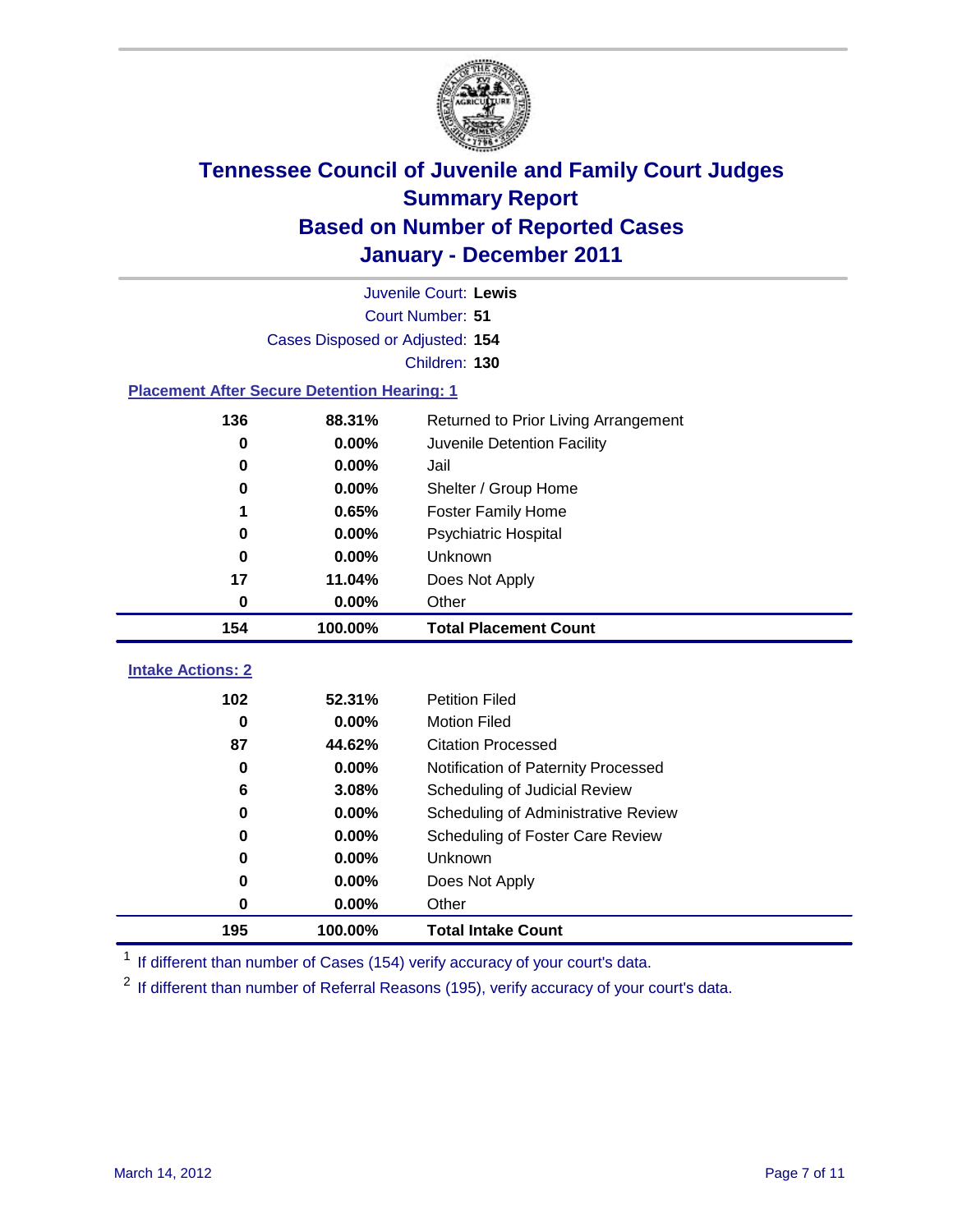# Tennessee Council of Juvenile and Family Court Judges
## Summary Report
## Based on Number of Reported Cases
## January - December 2011

Juvenile Court: **Lewis**

Court Number: **51**

Cases Disposed or Adjusted: **154**

Children: **130**

### Placement After Secure Detention Hearing: 1

| | | |
|---|---|---|
| 136 | 88.31% | Returned to Prior Living Arrangement |
| 0 | 0.00% | Juvenile Detention Facility |
| 0 | 0.00% | Jail |
| 0 | 0.00% | Shelter / Group Home |
| 1 | 0.65% | Foster Family Home |
| 0 | 0.00% | Psychiatric Hospital |
| 0 | 0.00% | Unknown |
| 17 | 11.04% | Does Not Apply |
| 0 | 0.00% | Other |
| **154** | **100.00%** | **Total Placement Count** |

### Intake Actions: 2

| | | |
|---|---|---|
| 102 | 52.31% | Petition Filed |
| 0 | 0.00% | Motion Filed |
| 87 | 44.62% | Citation Processed |
| 0 | 0.00% | Notification of Paternity Processed |
| 6 | 3.08% | Scheduling of Judicial Review |
| 0 | 0.00% | Scheduling of Administrative Review |
| 0 | 0.00% | Scheduling of Foster Care Review |
| 0 | 0.00% | Unknown |
| 0 | 0.00% | Does Not Apply |
| 0 | 0.00% | Other |
| **195** | **100.00%** | **Total Intake Count** |

[1] If different than number of Cases (154) verify accuracy of your court's data.

[2] If different than number of Referral Reasons (195), verify accuracy of your court's data.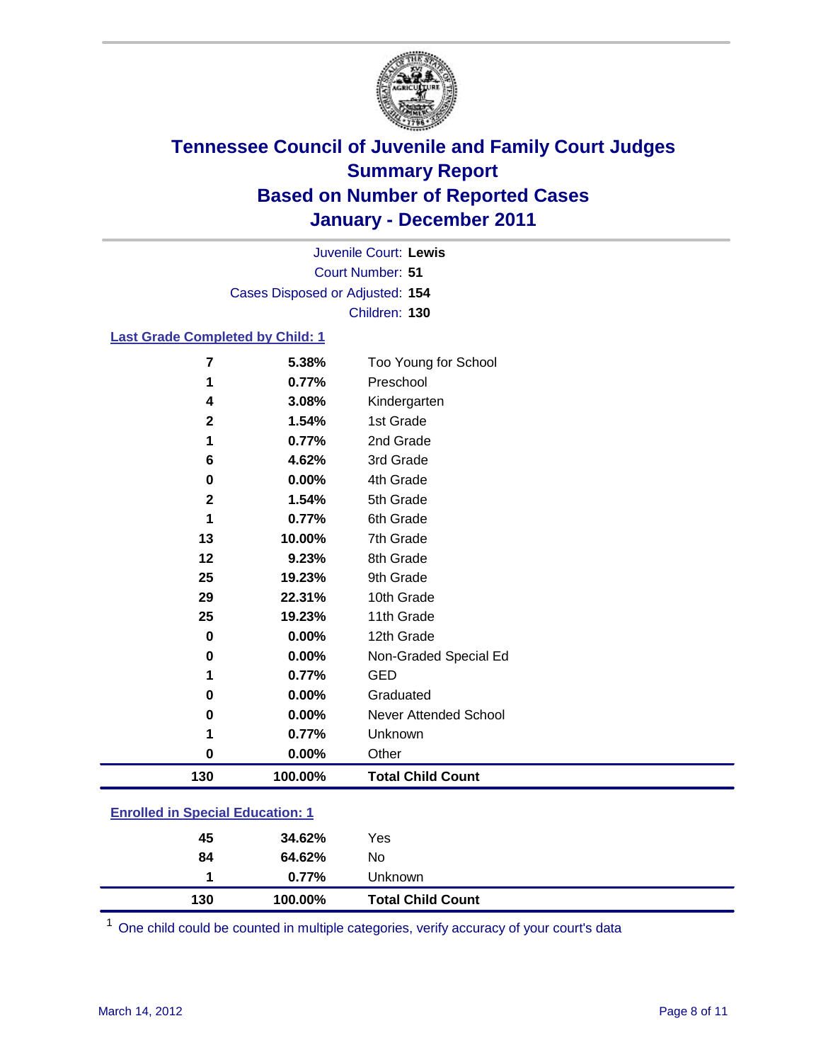# Tennessee Council of Juvenile and Family Court Judges
## Summary Report
## Based on Number of Reported Cases
## January - December 2011

Juvenile Court: **Lewis**
Court Number: **51**
Cases Disposed or Adjusted: **154**
Children: **130**

### Last Grade Completed by Child: 1

| | | |
|---|---|---|
| 7 | 5.38% | Too Young for School |
| 1 | 0.77% | Preschool |
| 4 | 3.08% | Kindergarten |
| 2 | 1.54% | 1st Grade |
| 1 | 0.77% | 2nd Grade |
| 6 | 4.62% | 3rd Grade |
| 0 | 0.00% | 4th Grade |
| 2 | 1.54% | 5th Grade |
| 1 | 0.77% | 6th Grade |
| 13 | 10.00% | 7th Grade |
| 12 | 9.23% | 8th Grade |
| 25 | 19.23% | 9th Grade |
| 29 | 22.31% | 10th Grade |
| 25 | 19.23% | 11th Grade |
| 0 | 0.00% | 12th Grade |
| 0 | 0.00% | Non-Graded Special Ed |
| 1 | 0.77% | GED |
| 0 | 0.00% | Graduated |
| 0 | 0.00% | Never Attended School |
| 1 | 0.77% | Unknown |
| 0 | 0.00% | Other |
| **130** | **100.00%** | **Total Child Count** |

### Enrolled in Special Education: 1

| | | |
|---|---|---|
| 45 | 34.62% | Yes |
| 84 | 64.62% | No |
| 1 | 0.77% | Unknown |
| **130** | **100.00%** | **Total Child Count** |

[1] One child could be counted in multiple categories, verify accuracy of your court's data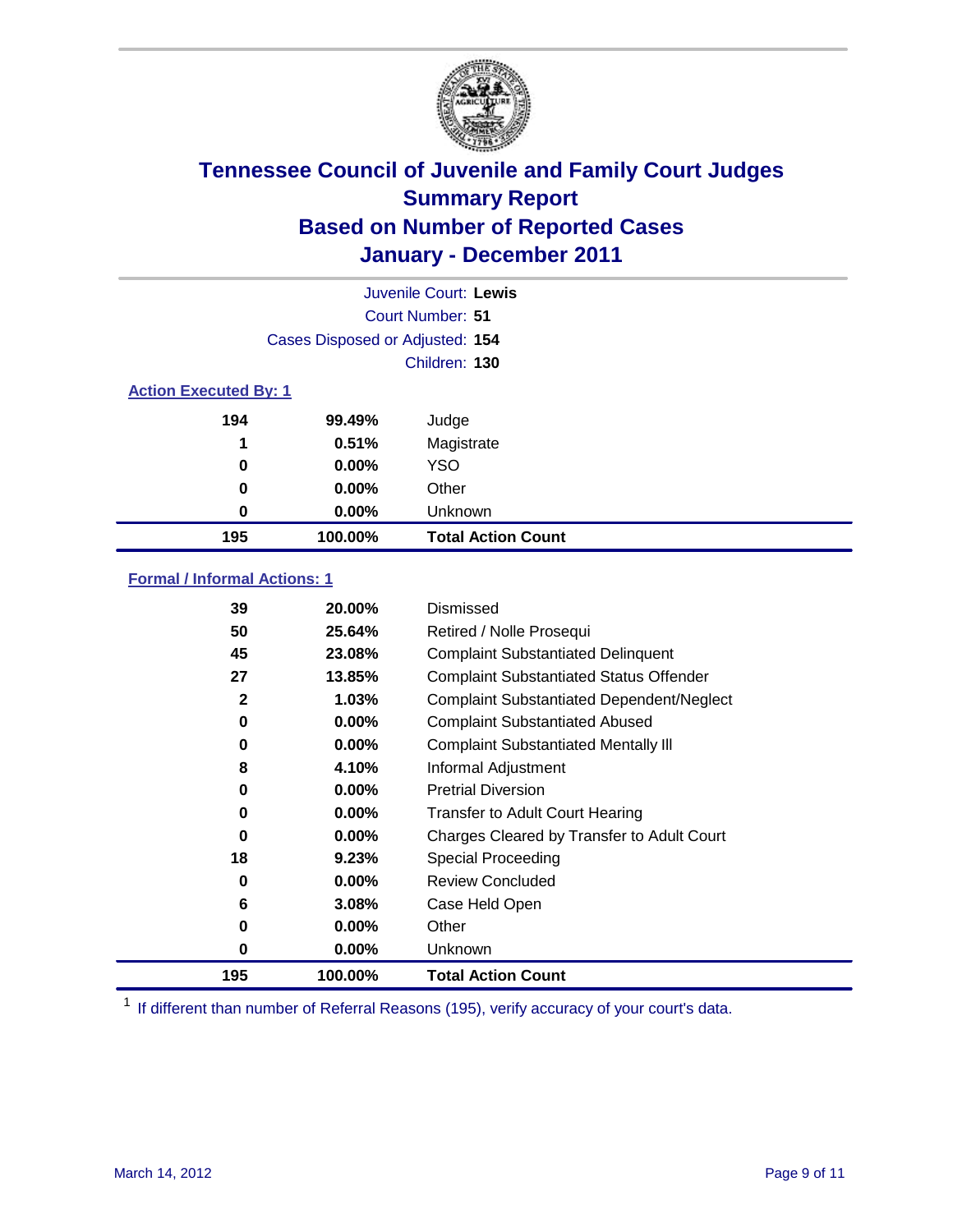# Tennessee Council of Juvenile and Family Court Judges
## Summary Report
## Based on Number of Reported Cases
## January - December 2011

Juvenile Court: **Lewis**

Court Number: **51**

Cases Disposed or Adjusted: **154**

Children: **130**

### Action Executed By: 1

| | | |
|---|---|---|
| 194 | 99.49% | Judge |
| 1 | 0.51% | Magistrate |
| 0 | 0.00% | YSO |
| 0 | 0.00% | Other |
| 0 | 0.00% | Unknown |
| **195** | **100.00%** | **Total Action Count** |

### Formal / Informal Actions: 1

| | | |
|---|---|---|
| 39 | 20.00% | Dismissed |
| 50 | 25.64% | Retired / Nolle Prosequi |
| 45 | 23.08% | Complaint Substantiated Delinquent |
| 27 | 13.85% | Complaint Substantiated Status Offender |
| 2 | 1.03% | Complaint Substantiated Dependent/Neglect |
| 0 | 0.00% | Complaint Substantiated Abused |
| 0 | 0.00% | Complaint Substantiated Mentally Ill |
| 8 | 4.10% | Informal Adjustment |
| 0 | 0.00% | Pretrial Diversion |
| 0 | 0.00% | Transfer to Adult Court Hearing |
| 0 | 0.00% | Charges Cleared by Transfer to Adult Court |
| 18 | 9.23% | Special Proceeding |
| 0 | 0.00% | Review Concluded |
| 6 | 3.08% | Case Held Open |
| 0 | 0.00% | Other |
| 0 | 0.00% | Unknown |
| **195** | **100.00%** | **Total Action Count** |

[1] If different than number of Referral Reasons (195), verify accuracy of your court's data.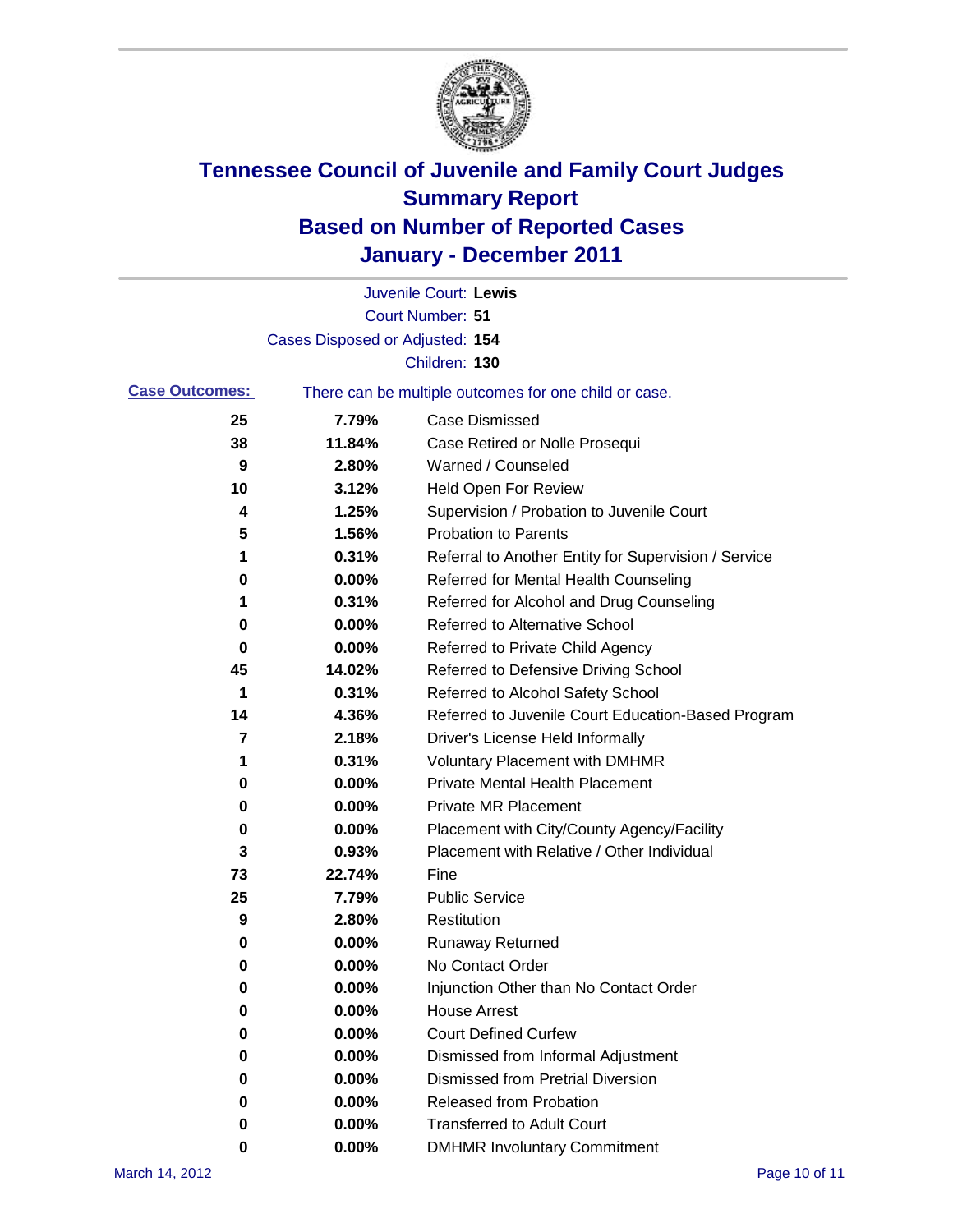# Tennessee Council of Juvenile and Family Court Judges
## Summary Report
## Based on Number of Reported Cases
## January - December 2011

Juvenile Court: **Lewis**
Court Number: **51**
Cases Disposed or Adjusted: **154**
Children: **130**

**Case Outcomes:** There can be multiple outcomes for one child or case.

| | | |
|---|---|---|
| 25 | 7.79% | Case Dismissed |
| 38 | 11.84% | Case Retired or Nolle Prosequi |
| 9 | 2.80% | Warned / Counseled |
| 10 | 3.12% | Held Open For Review |
| 4 | 1.25% | Supervision / Probation to Juvenile Court |
| 5 | 1.56% | Probation to Parents |
| 1 | 0.31% | Referral to Another Entity for Supervision / Service |
| 0 | 0.00% | Referred for Mental Health Counseling |
| 1 | 0.31% | Referred for Alcohol and Drug Counseling |
| 0 | 0.00% | Referred to Alternative School |
| 0 | 0.00% | Referred to Private Child Agency |
| 45 | 14.02% | Referred to Defensive Driving School |
| 1 | 0.31% | Referred to Alcohol Safety School |
| 14 | 4.36% | Referred to Juvenile Court Education-Based Program |
| 7 | 2.18% | Driver's License Held Informally |
| 1 | 0.31% | Voluntary Placement with DMHMR |
| 0 | 0.00% | Private Mental Health Placement |
| 0 | 0.00% | Private MR Placement |
| 0 | 0.00% | Placement with City/County Agency/Facility |
| 3 | 0.93% | Placement with Relative / Other Individual |
| 73 | 22.74% | Fine |
| 25 | 7.79% | Public Service |
| 9 | 2.80% | Restitution |
| 0 | 0.00% | Runaway Returned |
| 0 | 0.00% | No Contact Order |
| 0 | 0.00% | Injunction Other than No Contact Order |
| 0 | 0.00% | House Arrest |
| 0 | 0.00% | Court Defined Curfew |
| 0 | 0.00% | Dismissed from Informal Adjustment |
| 0 | 0.00% | Dismissed from Pretrial Diversion |
| 0 | 0.00% | Released from Probation |
| 0 | 0.00% | Transferred to Adult Court |
| 0 | 0.00% | DMHMR Involuntary Commitment |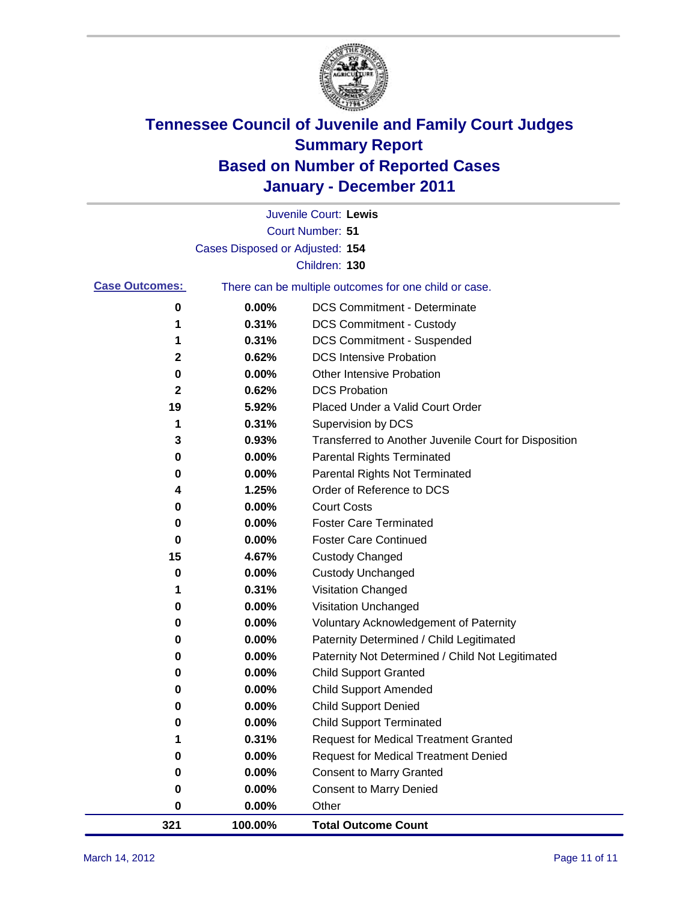# Tennessee Council of Juvenile and Family Court Judges
## Summary Report
## Based on Number of Reported Cases
## January - December 2011

Juvenile Court: **Lewis**
Court Number: **51**
Cases Disposed or Adjusted: **154**
Children: **130**

**Case Outcomes:** There can be multiple outcomes for one child or case.

| | | |
|---|---|---|
| 0 | 0.00% | DCS Commitment - Determinate |
| 1 | 0.31% | DCS Commitment - Custody |
| 1 | 0.31% | DCS Commitment - Suspended |
| 2 | 0.62% | DCS Intensive Probation |
| 0 | 0.00% | Other Intensive Probation |
| 2 | 0.62% | DCS Probation |
| 19 | 5.92% | Placed Under a Valid Court Order |
| 1 | 0.31% | Supervision by DCS |
| 3 | 0.93% | Transferred to Another Juvenile Court for Disposition |
| 0 | 0.00% | Parental Rights Terminated |
| 0 | 0.00% | Parental Rights Not Terminated |
| 4 | 1.25% | Order of Reference to DCS |
| 0 | 0.00% | Court Costs |
| 0 | 0.00% | Foster Care Terminated |
| 0 | 0.00% | Foster Care Continued |
| 15 | 4.67% | Custody Changed |
| 0 | 0.00% | Custody Unchanged |
| 1 | 0.31% | Visitation Changed |
| 0 | 0.00% | Visitation Unchanged |
| 0 | 0.00% | Voluntary Acknowledgement of Paternity |
| 0 | 0.00% | Paternity Determined / Child Legitimated |
| 0 | 0.00% | Paternity Not Determined / Child Not Legitimated |
| 0 | 0.00% | Child Support Granted |
| 0 | 0.00% | Child Support Amended |
| 0 | 0.00% | Child Support Denied |
| 0 | 0.00% | Child Support Terminated |
| 1 | 0.31% | Request for Medical Treatment Granted |
| 0 | 0.00% | Request for Medical Treatment Denied |
| 0 | 0.00% | Consent to Marry Granted |
| 0 | 0.00% | Consent to Marry Denied |
| 0 | 0.00% | Other |
| **321** | **100.00%** | **Total Outcome Count** |